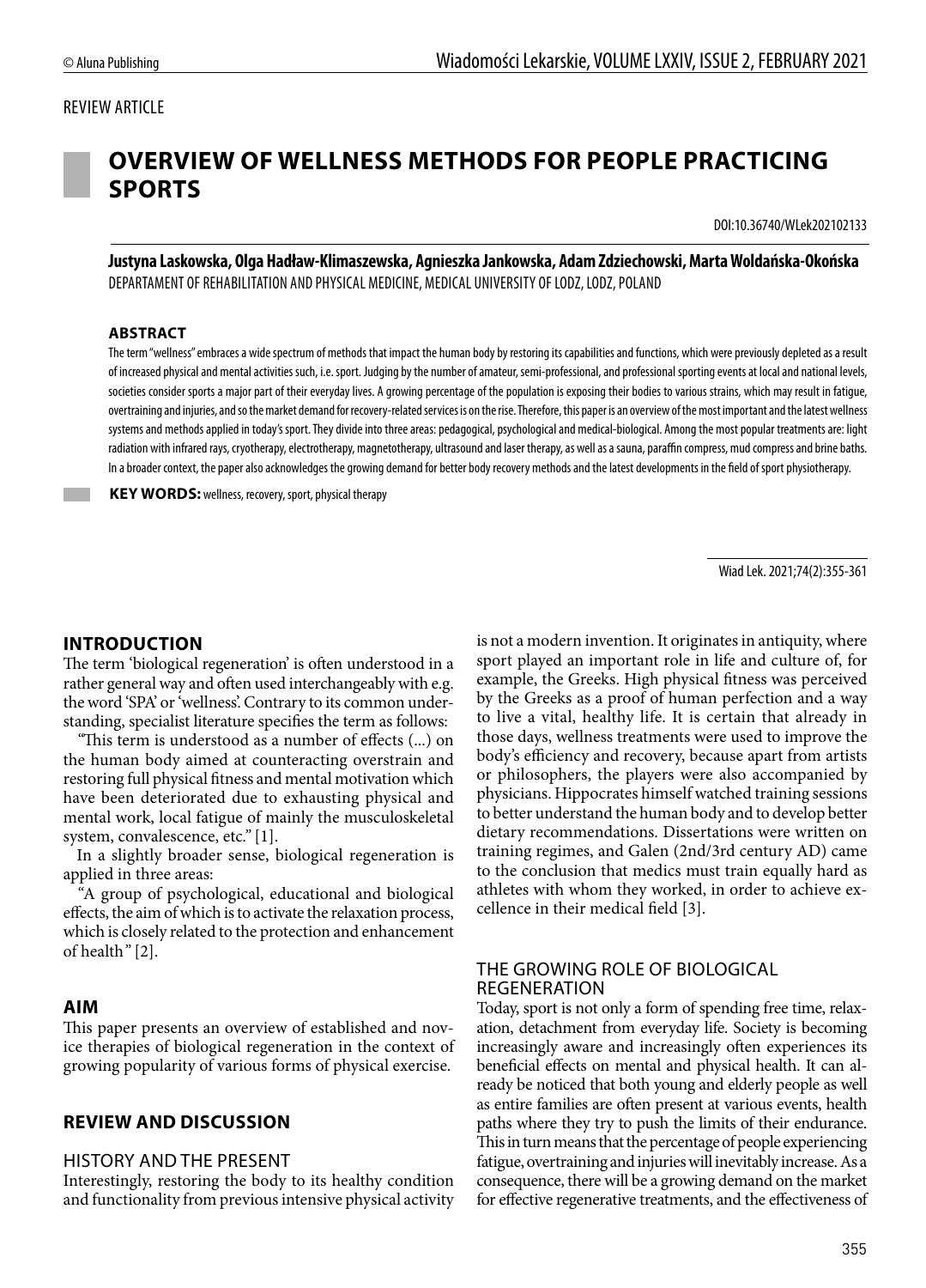REVIEW ARTICLE

# OVERVIEW OF WELLNESS METHODS FOR PEOPLE PRACTICING SPORTS

DOI:10.36740/WLek202102133

**Justyna Laskowska, Olga Hadław-Klimaszewska, Agnieszka Jankowska, Adam Zdziechowski, Marta Woldańska-Okońska**
DEPARTAMENT OF REHABILITATION AND PHYSICAL MEDICINE, MEDICAL UNIVERSITY OF LODZ, LODZ, POLAND

### ABSTRACT

The term "wellness" embraces a wide spectrum of methods that impact the human body by restoring its capabilities and functions, which were previously depleted as a result of increased physical and mental activities such, i.e. sport. Judging by the number of amateur, semi-professional, and professional sporting events at local and national levels, societies consider sports a major part of their everyday lives. A growing percentage of the population is exposing their bodies to various strains, which may result in fatigue, overtraining and injuries, and so the market demand for recovery-related services is on the rise. Therefore, this paper is an overview of the most important and the latest wellness systems and methods applied in today's sport. They divide into three areas: pedagogical, psychological and medical-biological. Among the most popular treatments are: light radiation with infrared rays, cryotherapy, electrotherapy, magnetotherapy, ultrasound and laser therapy, as well as a sauna, paraffin compress, mud compress and brine baths. In a broader context, the paper also acknowledges the growing demand for better body recovery methods and the latest developments in the field of sport physiotherapy.

**KEY WORDS:** wellness, recovery, sport, physical therapy

Wiad Lek. 2021;74(2):355-361

## INTRODUCTION

The term 'biological regeneration' is often understood in a rather general way and often used interchangeably with e.g. the word 'SPA' or 'wellness'. Contrary to its common understanding, specialist literature specifies the term as follows:

"This term is understood as a number of effects (...) on the human body aimed at counteracting overstrain and restoring full physical fitness and mental motivation which have been deteriorated due to exhausting physical and mental work, local fatigue of mainly the musculoskeletal system, convalescence, etc." [1].

In a slightly broader sense, biological regeneration is applied in three areas:

"A group of psychological, educational and biological effects, the aim of which is to activate the relaxation process, which is closely related to the protection and enhancement of health" [2].

## AIM

This paper presents an overview of established and novice therapies of biological regeneration in the context of growing popularity of various forms of physical exercise.

## REVIEW AND DISCUSSION

### HISTORY AND THE PRESENT

Interestingly, restoring the body to its healthy condition and functionality from previous intensive physical activity is not a modern invention. It originates in antiquity, where sport played an important role in life and culture of, for example, the Greeks. High physical fitness was perceived by the Greeks as a proof of human perfection and a way to live a vital, healthy life. It is certain that already in those days, wellness treatments were used to improve the body's efficiency and recovery, because apart from artists or philosophers, the players were also accompanied by physicians. Hippocrates himself watched training sessions to better understand the human body and to develop better dietary recommendations. Dissertations were written on training regimes, and Galen (2nd/3rd century AD) came to the conclusion that medics must train equally hard as athletes with whom they worked, in order to achieve excellence in their medical field [3].

### THE GROWING ROLE OF BIOLOGICAL REGENERATION

Today, sport is not only a form of spending free time, relaxation, detachment from everyday life. Society is becoming increasingly aware and increasingly often experiences its beneficial effects on mental and physical health. It can already be noticed that both young and elderly people as well as entire families are often present at various events, health paths where they try to push the limits of their endurance. This in turn means that the percentage of people experiencing fatigue, overtraining and injuries will inevitably increase. As a consequence, there will be a growing demand on the market for effective regenerative treatments, and the effectiveness of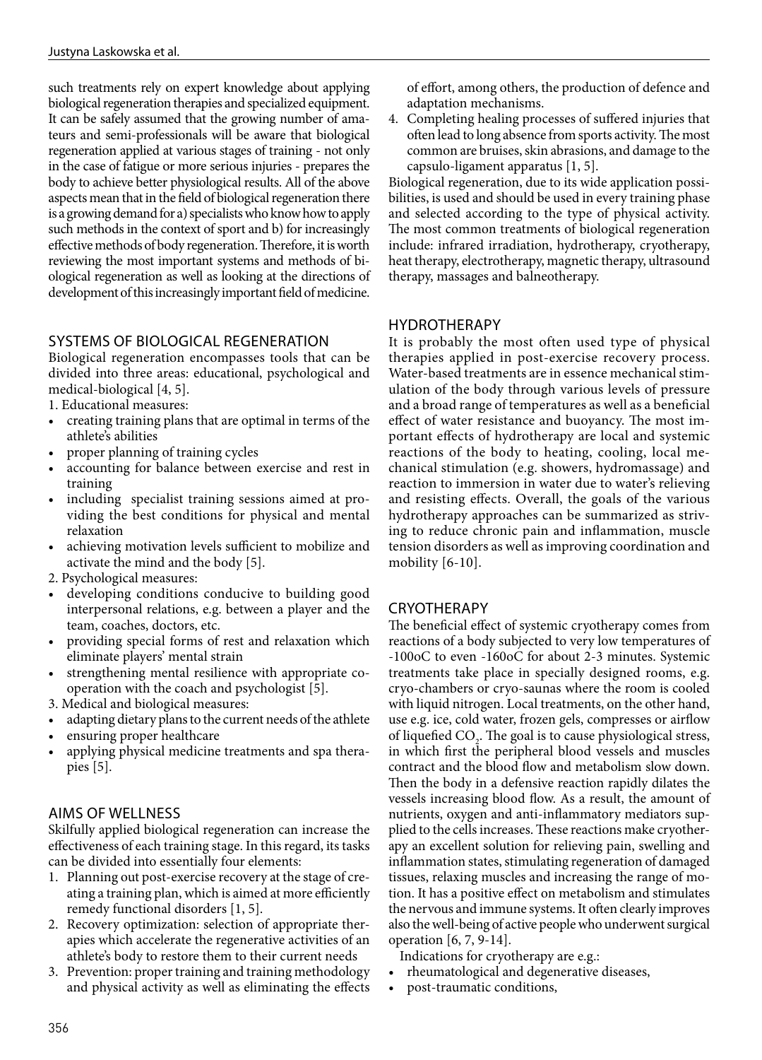such treatments rely on expert knowledge about applying biological regeneration therapies and specialized equipment. It can be safely assumed that the growing number of amateurs and semi-professionals will be aware that biological regeneration applied at various stages of training - not only in the case of fatigue or more serious injuries - prepares the body to achieve better physiological results. All of the above aspects mean that in the field of biological regeneration there is a growing demand for a) specialists who know how to apply such methods in the context of sport and b) for increasingly effective methods of body regeneration. Therefore, it is worth reviewing the most important systems and methods of biological regeneration as well as looking at the directions of development of this increasingly important field of medicine.

## SYSTEMS OF BIOLOGICAL REGENERATION

Biological regeneration encompasses tools that can be divided into three areas: educational, psychological and medical-biological [4, 5].

1. Educational measures:
- creating training plans that are optimal in terms of the athlete's abilities
- proper planning of training cycles
- accounting for balance between exercise and rest in training
- including specialist training sessions aimed at providing the best conditions for physical and mental relaxation
- achieving motivation levels sufficient to mobilize and activate the mind and the body [5].

2. Psychological measures:
- developing conditions conducive to building good interpersonal relations, e.g. between a player and the team, coaches, doctors, etc.
- providing special forms of rest and relaxation which eliminate players' mental strain
- strengthening mental resilience with appropriate co-operation with the coach and psychologist [5].

3. Medical and biological measures:
- adapting dietary plans to the current needs of the athlete
- ensuring proper healthcare
- applying physical medicine treatments and spa therapies [5].

## AIMS OF WELLNESS

Skilfully applied biological regeneration can increase the effectiveness of each training stage. In this regard, its tasks can be divided into essentially four elements:

1. Planning out post-exercise recovery at the stage of creating a training plan, which is aimed at more efficiently remedy functional disorders [1, 5].
2. Recovery optimization: selection of appropriate therapies which accelerate the regenerative activities of an athlete's body to restore them to their current needs
3. Prevention: proper training and training methodology and physical activity as well as eliminating the effects of effort, among others, the production of defence and adaptation mechanisms.
4. Completing healing processes of suffered injuries that often lead to long absence from sports activity. The most common are bruises, skin abrasions, and damage to the capsulo-ligament apparatus [1, 5].

Biological regeneration, due to its wide application possibilities, is used and should be used in every training phase and selected according to the type of physical activity. The most common treatments of biological regeneration include: infrared irradiation, hydrotherapy, cryotherapy, heat therapy, electrotherapy, magnetic therapy, ultrasound therapy, massages and balneotherapy.

## HYDROTHERAPY

It is probably the most often used type of physical therapies applied in post-exercise recovery process. Water-based treatments are in essence mechanical stimulation of the body through various levels of pressure and a broad range of temperatures as well as a beneficial effect of water resistance and buoyancy. The most important effects of hydrotherapy are local and systemic reactions of the body to heating, cooling, local mechanical stimulation (e.g. showers, hydromassage) and reaction to immersion in water due to water's relieving and resisting effects. Overall, the goals of the various hydrotherapy approaches can be summarized as striving to reduce chronic pain and inflammation, muscle tension disorders as well as improving coordination and mobility [6-10].

## CRYOTHERAPY

The beneficial effect of systemic cryotherapy comes from reactions of a body subjected to very low temperatures of -100oC to even -160oC for about 2-3 minutes. Systemic treatments take place in specially designed rooms, e.g. cryo-chambers or cryo-saunas where the room is cooled with liquid nitrogen. Local treatments, on the other hand, use e.g. ice, cold water, frozen gels, compresses or airflow of liquefied $CO_2$. The goal is to cause physiological stress, in which first the peripheral blood vessels and muscles contract and the blood flow and metabolism slow down. Then the body in a defensive reaction rapidly dilates the vessels increasing blood flow. As a result, the amount of nutrients, oxygen and anti-inflammatory mediators supplied to the cells increases. These reactions make cryotherapy an excellent solution for relieving pain, swelling and inflammation states, stimulating regeneration of damaged tissues, relaxing muscles and increasing the range of motion. It has a positive effect on metabolism and stimulates the nervous and immune systems. It often clearly improves also the well-being of active people who underwent surgical operation [6, 7, 9-14].

Indications for cryotherapy are e.g.:
- rheumatological and degenerative diseases,
- post-traumatic conditions,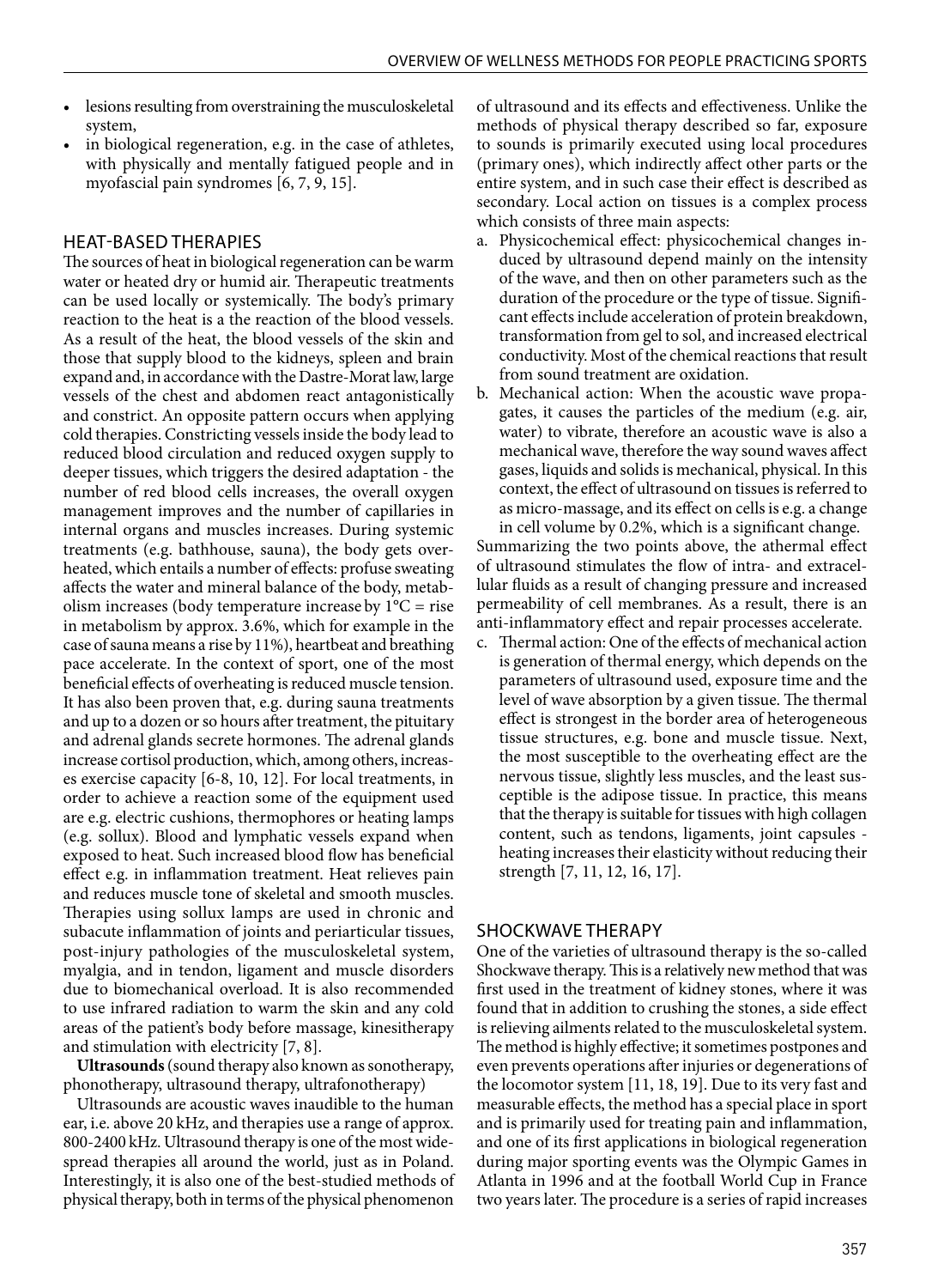- lesions resulting from overstraining the musculoskeletal system,
- in biological regeneration, e.g. in the case of athletes, with physically and mentally fatigued people and in myofascial pain syndromes [6, 7, 9, 15].

## HEAT-BASED THERAPIES

The sources of heat in biological regeneration can be warm water or heated dry or humid air. Therapeutic treatments can be used locally or systemically. The body's primary reaction to the heat is a the reaction of the blood vessels. As a result of the heat, the blood vessels of the skin and those that supply blood to the kidneys, spleen and brain expand and, in accordance with the Dastre-Morat law, large vessels of the chest and abdomen react antagonistically and constrict. An opposite pattern occurs when applying cold therapies. Constricting vessels inside the body lead to reduced blood circulation and reduced oxygen supply to deeper tissues, which triggers the desired adaptation - the number of red blood cells increases, the overall oxygen management improves and the number of capillaries in internal organs and muscles increases. During systemic treatments (e.g. bathhouse, sauna), the body gets overheated, which entails a number of effects: profuse sweating affects the water and mineral balance of the body, metabolism increases (body temperature increase by 1°C = rise in metabolism by approx. 3.6%, which for example in the case of sauna means a rise by 11%), heartbeat and breathing pace accelerate. In the context of sport, one of the most beneficial effects of overheating is reduced muscle tension. It has also been proven that, e.g. during sauna treatments and up to a dozen or so hours after treatment, the pituitary and adrenal glands secrete hormones. The adrenal glands increase cortisol production, which, among others, increases exercise capacity [6-8, 10, 12]. For local treatments, in order to achieve a reaction some of the equipment used are e.g. electric cushions, thermophores or heating lamps (e.g. sollux). Blood and lymphatic vessels expand when exposed to heat. Such increased blood flow has beneficial effect e.g. in inflammation treatment. Heat relieves pain and reduces muscle tone of skeletal and smooth muscles. Therapies using sollux lamps are used in chronic and subacute inflammation of joints and periarticular tissues, post-injury pathologies of the musculoskeletal system, myalgia, and in tendon, ligament and muscle disorders due to biomechanical overload. It is also recommended to use infrared radiation to warm the skin and any cold areas of the patient's body before massage, kinesitherapy and stimulation with electricity [7, 8].

**Ultrasounds** (sound therapy also known as sonotherapy, phonotherapy, ultrasound therapy, ultrafonotherapy)

Ultrasounds are acoustic waves inaudible to the human ear, i.e. above 20 kHz, and therapies use a range of approx. 800-2400 kHz. Ultrasound therapy is one of the most widespread therapies all around the world, just as in Poland. Interestingly, it is also one of the best-studied methods of physical therapy, both in terms of the physical phenomenon of ultrasound and its effects and effectiveness. Unlike the methods of physical therapy described so far, exposure to sounds is primarily executed using local procedures (primary ones), which indirectly affect other parts or the entire system, and in such case their effect is described as secondary. Local action on tissues is a complex process which consists of three main aspects:

a. Physicochemical effect: physicochemical changes induced by ultrasound depend mainly on the intensity of the wave, and then on other parameters such as the duration of the procedure or the type of tissue. Significant effects include acceleration of protein breakdown, transformation from gel to sol, and increased electrical conductivity. Most of the chemical reactions that result from sound treatment are oxidation.
b. Mechanical action: When the acoustic wave propagates, it causes the particles of the medium (e.g. air, water) to vibrate, therefore an acoustic wave is also a mechanical wave, therefore the way sound waves affect gases, liquids and solids is mechanical, physical. In this context, the effect of ultrasound on tissues is referred to as micro-massage, and its effect on cells is e.g. a change in cell volume by 0.2%, which is a significant change.

Summarizing the two points above, the athermal effect of ultrasound stimulates the flow of intra- and extracellular fluids as a result of changing pressure and increased permeability of cell membranes. As a result, there is an anti-inflammatory effect and repair processes accelerate.

c. Thermal action: One of the effects of mechanical action is generation of thermal energy, which depends on the parameters of ultrasound used, exposure time and the level of wave absorption by a given tissue. The thermal effect is strongest in the border area of heterogeneous tissue structures, e.g. bone and muscle tissue. Next, the most susceptible to the overheating effect are the nervous tissue, slightly less muscles, and the least susceptible is the adipose tissue. In practice, this means that the therapy is suitable for tissues with high collagen content, such as tendons, ligaments, joint capsules - heating increases their elasticity without reducing their strength [7, 11, 12, 16, 17].

## SHOCKWAVE THERAPY

One of the varieties of ultrasound therapy is the so-called Shockwave therapy. This is a relatively new method that was first used in the treatment of kidney stones, where it was found that in addition to crushing the stones, a side effect is relieving ailments related to the musculoskeletal system. The method is highly effective; it sometimes postpones and even prevents operations after injuries or degenerations of the locomotor system [11, 18, 19]. Due to its very fast and measurable effects, the method has a special place in sport and is primarily used for treating pain and inflammation, and one of its first applications in biological regeneration during major sporting events was the Olympic Games in Atlanta in 1996 and at the football World Cup in France two years later. The procedure is a series of rapid increases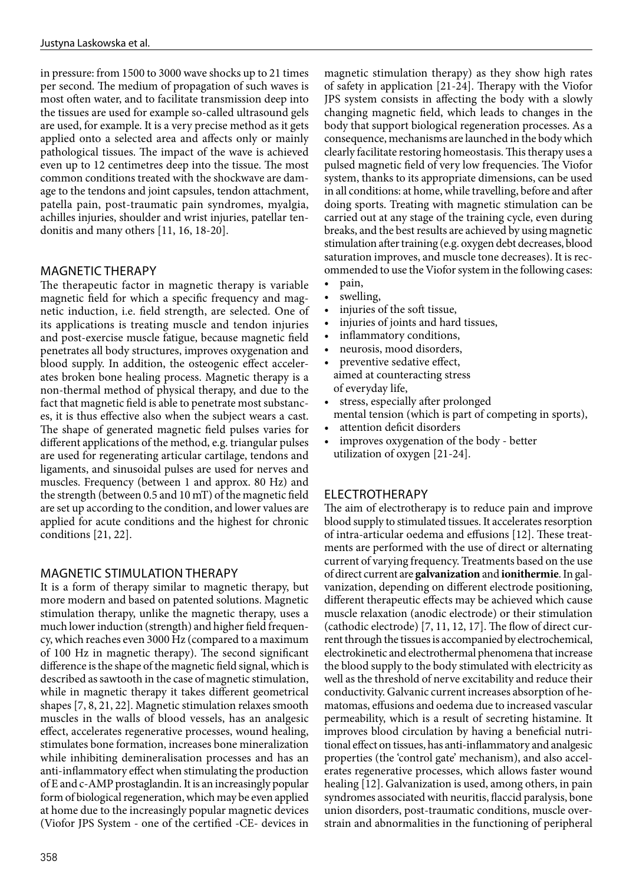in pressure: from 1500 to 3000 wave shocks up to 21 times per second. The medium of propagation of such waves is most often water, and to facilitate transmission deep into the tissues are used for example so-called ultrasound gels are used, for example. It is a very precise method as it gets applied onto a selected area and affects only or mainly pathological tissues. The impact of the wave is achieved even up to 12 centimetres deep into the tissue. The most common conditions treated with the shockwave are damage to the tendons and joint capsules, tendon attachment, patella pain, post-traumatic pain syndromes, myalgia, achilles injuries, shoulder and wrist injuries, patellar tendonitis and many others [11, 16, 18-20].

## MAGNETIC THERAPY

The therapeutic factor in magnetic therapy is variable magnetic field for which a specific frequency and magnetic induction, i.e. field strength, are selected. One of its applications is treating muscle and tendon injuries and post-exercise muscle fatigue, because magnetic field penetrates all body structures, improves oxygenation and blood supply. In addition, the osteogenic effect accelerates broken bone healing process. Magnetic therapy is a non-thermal method of physical therapy, and due to the fact that magnetic field is able to penetrate most substances, it is thus effective also when the subject wears a cast. The shape of generated magnetic field pulses varies for different applications of the method, e.g. triangular pulses are used for regenerating articular cartilage, tendons and ligaments, and sinusoidal pulses are used for nerves and muscles. Frequency (between 1 and approx. 80 Hz) and the strength (between 0.5 and 10 mT) of the magnetic field are set up according to the condition, and lower values are applied for acute conditions and the highest for chronic conditions [21, 22].

## MAGNETIC STIMULATION THERAPY

It is a form of therapy similar to magnetic therapy, but more modern and based on patented solutions. Magnetic stimulation therapy, unlike the magnetic therapy, uses a much lower induction (strength) and higher field frequency, which reaches even 3000 Hz (compared to a maximum of 100 Hz in magnetic therapy). The second significant difference is the shape of the magnetic field signal, which is described as sawtooth in the case of magnetic stimulation, while in magnetic therapy it takes different geometrical shapes [7, 8, 21, 22]. Magnetic stimulation relaxes smooth muscles in the walls of blood vessels, has an analgesic effect, accelerates regenerative processes, wound healing, stimulates bone formation, increases bone mineralization while inhibiting demineralisation processes and has an anti-inflammatory effect when stimulating the production of E and c-AMP prostaglandin. It is an increasingly popular form of biological regeneration, which may be even applied at home due to the increasingly popular magnetic devices (Viofor JPS System - one of the certified -CE- devices in magnetic stimulation therapy) as they show high rates of safety in application [21-24]. Therapy with the Viofor JPS system consists in affecting the body with a slowly changing magnetic field, which leads to changes in the body that support biological regeneration processes. As a consequence, mechanisms are launched in the body which clearly facilitate restoring homeostasis. This therapy uses a pulsed magnetic field of very low frequencies. The Viofor system, thanks to its appropriate dimensions, can be used in all conditions: at home, while travelling, before and after doing sports. Treating with magnetic stimulation can be carried out at any stage of the training cycle, even during breaks, and the best results are achieved by using magnetic stimulation after training (e.g. oxygen debt decreases, blood saturation improves, and muscle tone decreases). It is recommended to use the Viofor system in the following cases:

- pain,
- swelling,
- injuries of the soft tissue,
- injuries of joints and hard tissues,
- inflammatory conditions,
- neurosis, mood disorders,
- preventive sedative effect, aimed at counteracting stress of everyday life,
- stress, especially after prolonged mental tension (which is part of competing in sports),
- attention deficit disorders
- improves oxygenation of the body - better utilization of oxygen [21-24].

## ELECTROTHERAPY

The aim of electrotherapy is to reduce pain and improve blood supply to stimulated tissues. It accelerates resorption of intra-articular oedema and effusions [12]. These treatments are performed with the use of direct or alternating current of varying frequency. Treatments based on the use of direct current are **galvanization** and **ionithermie**. In galvanization, depending on different electrode positioning, different therapeutic effects may be achieved which cause muscle relaxation (anodic electrode) or their stimulation (cathodic electrode) [7, 11, 12, 17]. The flow of direct current through the tissues is accompanied by electrochemical, electrokinetic and electrothermal phenomena that increase the blood supply to the body stimulated with electricity as well as the threshold of nerve excitability and reduce their conductivity. Galvanic current increases absorption of hematomas, effusions and oedema due to increased vascular permeability, which is a result of secreting histamine. It improves blood circulation by having a beneficial nutritional effect on tissues, has anti-inflammatory and analgesic properties (the 'control gate' mechanism), and also accelerates regenerative processes, which allows faster wound healing [12]. Galvanization is used, among others, in pain syndromes associated with neuritis, flaccid paralysis, bone union disorders, post-traumatic conditions, muscle overstrain and abnormalities in the functioning of peripheral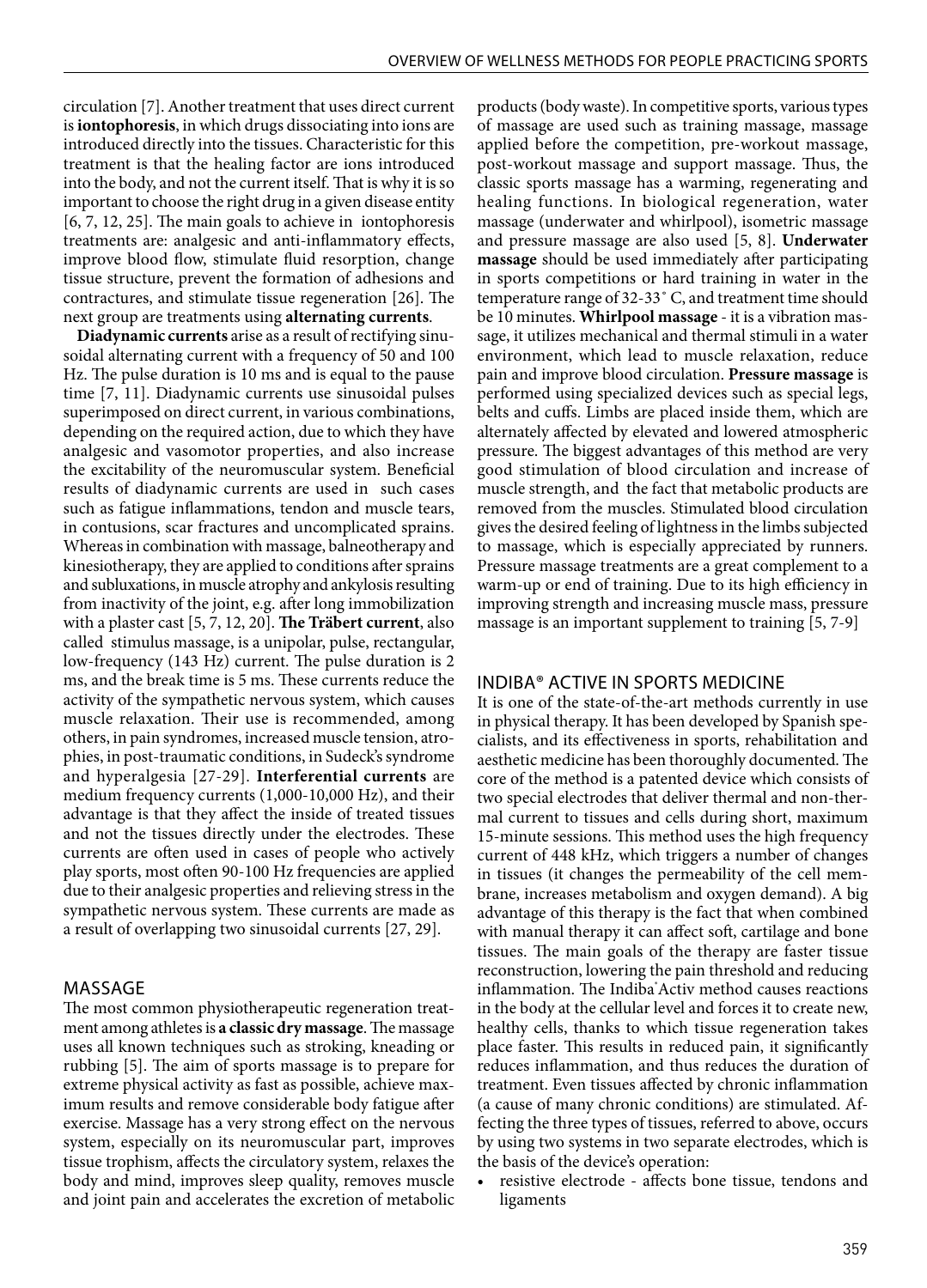circulation [7]. Another treatment that uses direct current is **iontophoresis**, in which drugs dissociating into ions are introduced directly into the tissues. Characteristic for this treatment is that the healing factor are ions introduced into the body, and not the current itself. That is why it is so important to choose the right drug in a given disease entity [6, 7, 12, 25]. The main goals to achieve in iontophoresis treatments are: analgesic and anti-inflammatory effects, improve blood flow, stimulate fluid resorption, change tissue structure, prevent the formation of adhesions and contractures, and stimulate tissue regeneration [26]. The next group are treatments using **alternating currents**.

**Diadynamic currents** arise as a result of rectifying sinusoidal alternating current with a frequency of 50 and 100 Hz. The pulse duration is 10 ms and is equal to the pause time [7, 11]. Diadynamic currents use sinusoidal pulses superimposed on direct current, in various combinations, depending on the required action, due to which they have analgesic and vasomotor properties, and also increase the excitability of the neuromuscular system. Beneficial results of diadynamic currents are used in such cases such as fatigue inflammations, tendon and muscle tears, in contusions, scar fractures and uncomplicated sprains. Whereas in combination with massage, balneotherapy and kinesiotherapy, they are applied to conditions after sprains and subluxations, in muscle atrophy and ankylosis resulting from inactivity of the joint, e.g. after long immobilization with a plaster cast [5, 7, 12, 20]. **The Träbert current**, also called stimulus massage, is a unipolar, pulse, rectangular, low-frequency (143 Hz) current. The pulse duration is 2 ms, and the break time is 5 ms. These currents reduce the activity of the sympathetic nervous system, which causes muscle relaxation. Their use is recommended, among others, in pain syndromes, increased muscle tension, atrophies, in post-traumatic conditions, in Sudeck's syndrome and hyperalgesia [27-29]. **Interferential currents** are medium frequency currents (1,000-10,000 Hz), and their advantage is that they affect the inside of treated tissues and not the tissues directly under the electrodes. These currents are often used in cases of people who actively play sports, most often 90-100 Hz frequencies are applied due to their analgesic properties and relieving stress in the sympathetic nervous system. These currents are made as a result of overlapping two sinusoidal currents [27, 29].

## MASSAGE

The most common physiotherapeutic regeneration treatment among athletes is **a classic dry massage**. The massage uses all known techniques such as stroking, kneading or rubbing [5]. The aim of sports massage is to prepare for extreme physical activity as fast as possible, achieve maximum results and remove considerable body fatigue after exercise. Massage has a very strong effect on the nervous system, especially on its neuromuscular part, improves tissue trophism, affects the circulatory system, relaxes the body and mind, improves sleep quality, removes muscle and joint pain and accelerates the excretion of metabolic products (body waste). In competitive sports, various types of massage are used such as training massage, massage applied before the competition, pre-workout massage, post-workout massage and support massage. Thus, the classic sports massage has a warming, regenerating and healing functions. In biological regeneration, water massage (underwater and whirlpool), isometric massage and pressure massage are also used [5, 8]. **Underwater massage** should be used immediately after participating in sports competitions or hard training in water in the temperature range of 32-33° C, and treatment time should be 10 minutes. **Whirlpool massage** - it is a vibration massage, it utilizes mechanical and thermal stimuli in a water environment, which lead to muscle relaxation, reduce pain and improve blood circulation. **Pressure massage** is performed using specialized devices such as special legs, belts and cuffs. Limbs are placed inside them, which are alternately affected by elevated and lowered atmospheric pressure. The biggest advantages of this method are very good stimulation of blood circulation and increase of muscle strength, and the fact that metabolic products are removed from the muscles. Stimulated blood circulation gives the desired feeling of lightness in the limbs subjected to massage, which is especially appreciated by runners. Pressure massage treatments are a great complement to a warm-up or end of training. Due to its high efficiency in improving strength and increasing muscle mass, pressure massage is an important supplement to training [5, 7-9]

## INDIBA® ACTIVE IN SPORTS MEDICINE

It is one of the state-of-the-art methods currently in use in physical therapy. It has been developed by Spanish specialists, and its effectiveness in sports, rehabilitation and aesthetic medicine has been thoroughly documented. The core of the method is a patented device which consists of two special electrodes that deliver thermal and non-thermal current to tissues and cells during short, maximum 15-minute sessions. This method uses the high frequency current of 448 kHz, which triggers a number of changes in tissues (it changes the permeability of the cell membrane, increases metabolism and oxygen demand). A big advantage of this therapy is the fact that when combined with manual therapy it can affect soft, cartilage and bone tissues. The main goals of the therapy are faster tissue reconstruction, lowering the pain threshold and reducing inflammation. The Indiba®Activ method causes reactions in the body at the cellular level and forces it to create new, healthy cells, thanks to which tissue regeneration takes place faster. This results in reduced pain, it significantly reduces inflammation, and thus reduces the duration of treatment. Even tissues affected by chronic inflammation (a cause of many chronic conditions) are stimulated. Affecting the three types of tissues, referred to above, occurs by using two systems in two separate electrodes, which is the basis of the device's operation:

- resistive electrode - affects bone tissue, tendons and ligaments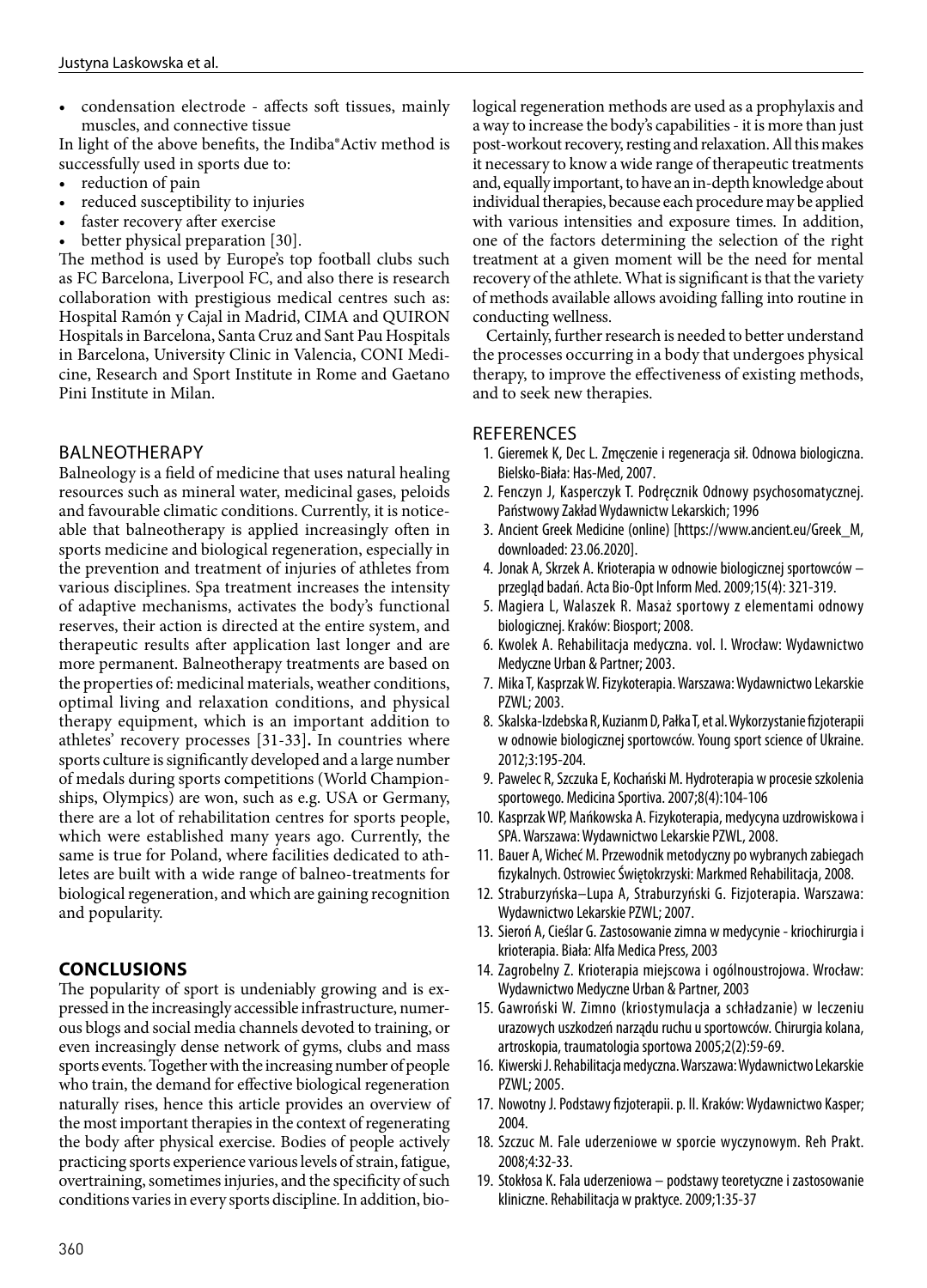- condensation electrode - affects soft tissues, mainly muscles, and connective tissue

In light of the above benefits, the Indiba®Activ method is successfully used in sports due to:

- reduction of pain
- reduced susceptibility to injuries
- faster recovery after exercise
- better physical preparation [30].

The method is used by Europe's top football clubs such as FC Barcelona, Liverpool FC, and also there is research collaboration with prestigious medical centres such as: Hospital Ramón y Cajal in Madrid, CIMA and QUIRON Hospitals in Barcelona, Santa Cruz and Sant Pau Hospitals in Barcelona, University Clinic in Valencia, CONI Medicine, Research and Sport Institute in Rome and Gaetano Pini Institute in Milan.

## BALNEOTHERAPY

Balneology is a field of medicine that uses natural healing resources such as mineral water, medicinal gases, peloids and favourable climatic conditions. Currently, it is noticeable that balneotherapy is applied increasingly often in sports medicine and biological regeneration, especially in the prevention and treatment of injuries of athletes from various disciplines. Spa treatment increases the intensity of adaptive mechanisms, activates the body's functional reserves, their action is directed at the entire system, and therapeutic results after application last longer and are more permanent. Balneotherapy treatments are based on the properties of: medicinal materials, weather conditions, optimal living and relaxation conditions, and physical therapy equipment, which is an important addition to athletes' recovery processes [31-33]**.** In countries where sports culture is significantly developed and a large number of medals during sports competitions (World Championships, Olympics) are won, such as e.g. USA or Germany, there are a lot of rehabilitation centres for sports people, which were established many years ago. Currently, the same is true for Poland, where facilities dedicated to athletes are built with a wide range of balneo-treatments for biological regeneration, and which are gaining recognition and popularity.

## CONCLUSIONS

The popularity of sport is undeniably growing and is expressed in the increasingly accessible infrastructure, numerous blogs and social media channels devoted to training, or even increasingly dense network of gyms, clubs and mass sports events. Together with the increasing number of people who train, the demand for effective biological regeneration naturally rises, hence this article provides an overview of the most important therapies in the context of regenerating the body after physical exercise. Bodies of people actively practicing sports experience various levels of strain, fatigue, overtraining, sometimes injuries, and the specificity of such conditions varies in every sports discipline. In addition, biological regeneration methods are used as a prophylaxis and a way to increase the body's capabilities - it is more than just post-workout recovery, resting and relaxation. All this makes it necessary to know a wide range of therapeutic treatments and, equally important, to have an in-depth knowledge about individual therapies, because each procedure may be applied with various intensities and exposure times. In addition, one of the factors determining the selection of the right treatment at a given moment will be the need for mental recovery of the athlete. What is significant is that the variety of methods available allows avoiding falling into routine in conducting wellness.

Certainly, further research is needed to better understand the processes occurring in a body that undergoes physical therapy, to improve the effectiveness of existing methods, and to seek new therapies.

## REFERENCES

1. Gieremek K, Dec L. Zmęczenie i regeneracja sił. Odnowa biologiczna. Bielsko-Biała: Has-Med, 2007.
2. Fenczyn J, Kasperczyk T. Podręcznik Odnowy psychosomatycznej. Państwowy Zakład Wydawnictw Lekarskich; 1996
3. Ancient Greek Medicine (online) [https://www.ancient.eu/Greek_M, downloaded: 23.06.2020].
4. Jonak A, Skrzek A. Krioterapia w odnowie biologicznej sportowców – przegląd badań. Acta Bio-Opt Inform Med. 2009;15(4): 321-319.
5. Magiera L, Walaszek R. Masaż sportowy z elementami odnowy biologicznej. Kraków: Biosport; 2008.
6. Kwolek A. Rehabilitacja medyczna. vol. I. Wrocław: Wydawnictwo Medyczne Urban & Partner; 2003.
7. Mika T, Kasprzak W. Fizykoterapia. Warszawa: Wydawnictwo Lekarskie PZWL; 2003.
8. Skalska-Izdebska R, Kuzianm D, Pałka T, et al. Wykorzystanie fizjoterapii w odnowie biologicznej sportowców. Young sport science of Ukraine. 2012;3:195-204.
9. Pawelec R, Szczuka E, Kochański M. Hydroterapia w procesie szkolenia sportowego. Medicina Sportiva. 2007;8(4):104-106
10. Kasprzak WP, Mańkowska A. Fizykoterapia, medycyna uzdrowiskowa i SPA. Warszawa: Wydawnictwo Lekarskie PZWL, 2008.
11. Bauer A, Wicheć M. Przewodnik metodyczny po wybranych zabiegach fizykalnych. Ostrowiec Świętokrzyski: Markmed Rehabilitacja, 2008.
12. Straburzyńska–Lupa A, Straburzyński G. Fizjoterapia. Warszawa: Wydawnictwo Lekarskie PZWL; 2007.
13. Sieroń A, Cieślar G. Zastosowanie zimna w medycynie - kriochirurgia i krioterapia. Biała: Alfa Medica Press, 2003
14. Zagrobelny Z. Krioterapia miejscowa i ogólnoustrojowa. Wrocław: Wydawnictwo Medyczne Urban & Partner, 2003
15. Gawroński W. Zimno (kriostymulacja a schładzanie) w leczeniu urazowych uszkodzeń narządu ruchu u sportowców. Chirurgia kolana, artroskopia, traumatologia sportowa 2005;2(2):59-69.
16. Kiwerski J. Rehabilitacja medyczna. Warszawa: Wydawnictwo Lekarskie PZWL; 2005.
17. Nowotny J. Podstawy fizjoterapii. p. II. Kraków: Wydawnictwo Kasper; 2004.
18. Szczuc M. Fale uderzeniowe w sporcie wyczynowym. Reh Prakt. 2008;4:32-33.
19. Stokłosa K. Fala uderzeniowa – podstawy teoretyczne i zastosowanie kliniczne. Rehabilitacja w praktyce. 2009;1:35-37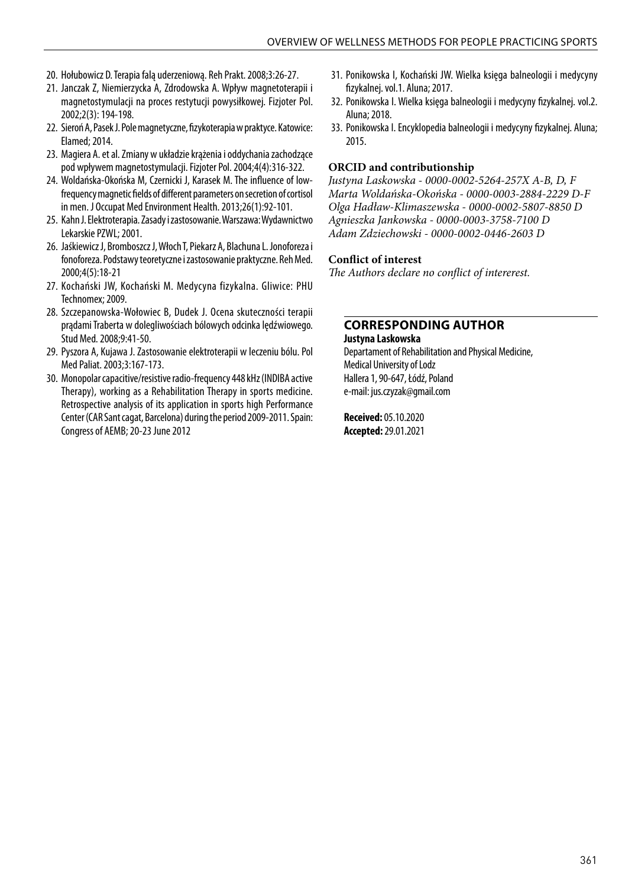20. Hołubowicz D. Terapia falą uderzeniową. Reh Prakt. 2008;3:26-27.
21. Janczak Z, Niemierzycka A, Zdrodowska A. Wpływ magnetoterapii i magnetostymulacji na proces restytucji powysiłkowej. Fizjoter Pol. 2002;2(3): 194-198.
22. Sieroń A, Pasek J. Pole magnetyczne, fizykoterapia w praktyce. Katowice: Elamed; 2014.
23. Magiera A. et al. Zmiany w układzie krążenia i oddychania zachodzące pod wpływem magnetostymulacji. Fizjoter Pol. 2004;4(4):316-322.
24. Woldańska-Okońska M, Czernicki J, Karasek M. The influence of low-frequency magnetic fields of different parameters on secretion of cortisol in men. J Occupat Med Environment Health. 2013;26(1):92-101.
25. Kahn J. Elektroterapia. Zasady i zastosowanie. Warszawa: Wydawnictwo Lekarskie PZWL; 2001.
26. Jaśkiewicz J, Bromboszcz J, Włoch T, Piekarz A, Blachuna L. Jonoforeza i fonoforeza. Podstawy teoretyczne i zastosowanie praktyczne. Reh Med. 2000;4(5):18-21
27. Kochański JW, Kochański M. Medycyna fizykalna. Gliwice: PHU Technomex; 2009.
28. Szczepanowska-Wołowiec B, Dudek J. Ocena skuteczności terapii prądami Traberta w dolegliwościach bólowych odcinka lędźwiowego. Stud Med. 2008;9:41-50.
29. Pyszora A, Kujawa J. Zastosowanie elektroterapii w leczeniu bólu. Pol Med Paliat. 2003;3:167-173.
30. Monopolar capacitive/resistive radio-frequency 448 kHz (INDIBA active Therapy), working as a Rehabilitation Therapy in sports medicine. Retrospective analysis of its application in sports high Performance Center (CAR Sant cagat, Barcelona) during the period 2009-2011. Spain: Congress of AEMB; 20-23 June 2012
31. Ponikowska I, Kochański JW. Wielka księga balneologii i medycyny fizykalnej. vol.1. Aluna; 2017.
32. Ponikowska I. Wielka księga balneologii i medycyny fizykalnej. vol.2. Aluna; 2018.
33. Ponikowska I. Encyklopedia balneologii i medycyny fizykalnej. Aluna; 2015.

**ORCID and contributionship**

*Justyna Laskowska - 0000-0002-5264-257X A-B, D, F*
*Marta Woldańska-Okońska - 0000-0003-2884-2229 D-F*
*Olga Hadław-Klimaszewska - 0000-0002-5807-8850 D*
*Agnieszka Jankowska - 0000-0003-3758-7100 D*
*Adam Zdziechowski - 0000-0002-0446-2603 D*

**Conflict of interest**

*The Authors declare no conflict of intererest.*

## CORRESPONDING AUTHOR

**Justyna Laskowska**
Departament of Rehabilitation and Physical Medicine,
Medical University of Lodz
Hallera 1, 90-647, Łódź, Poland
e-mail: jus.czyzak@gmail.com

**Received:** 05.10.2020
**Accepted:** 29.01.2021